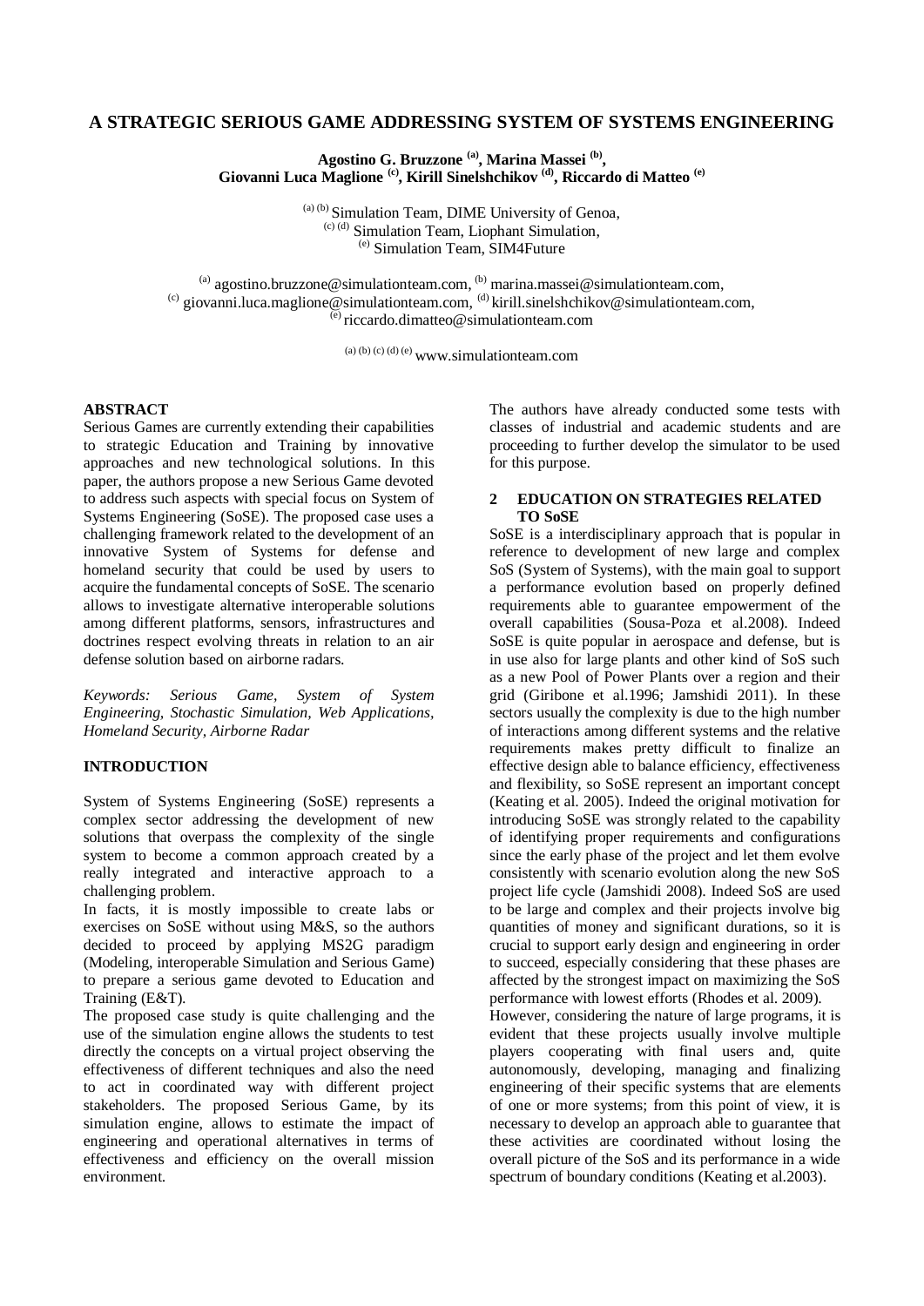# A STRATEGIC SERIOUS GAME ADDRESSING SYSTEM OF SYSTEMS ENGINEERING

**Agostino G. Bruzzone [(a)], Marina Massei [(b)], Giovanni Luca Maglione [(c)], Kirill Sinelshchikov [(d)], Riccardo di Matteo [(e)]**

[(a) (b)] Simulation Team, DIME University of Genoa,
[(c) (d)] Simulation Team, Liophant Simulation,
[(e)] Simulation Team, SIM4Future

[(a)] agostino.bruzzone@simulationteam.com, [(b)] marina.massei@simulationteam.com,
[(c)] giovanni.luca.maglione@simulationteam.com, [(d)] kirill.sinelshchikov@simulationteam.com,
[(e)] riccardo.dimatteo@simulationteam.com

[(a) (b) (c) (d) (e)] www.simulationteam.com

## ABSTRACT

Serious Games are currently extending their capabilities to strategic Education and Training by innovative approaches and new technological solutions. In this paper, the authors propose a new Serious Game devoted to address such aspects with special focus on System of Systems Engineering (SoSE). The proposed case uses a challenging framework related to the development of an innovative System of Systems for defense and homeland security that could be used by users to acquire the fundamental concepts of SoSE. The scenario allows to investigate alternative interoperable solutions among different platforms, sensors, infrastructures and doctrines respect evolving threats in relation to an air defense solution based on airborne radars.

*Keywords: Serious Game, System of System Engineering, Stochastic Simulation, Web Applications, Homeland Security, Airborne Radar*

## INTRODUCTION

System of Systems Engineering (SoSE) represents a complex sector addressing the development of new solutions that overpass the complexity of the single system to become a common approach created by a really integrated and interactive approach to a challenging problem.

In facts, it is mostly impossible to create labs or exercises on SoSE without using M&S, so the authors decided to proceed by applying MS2G paradigm (Modeling, interoperable Simulation and Serious Game) to prepare a serious game devoted to Education and Training (E&T).

The proposed case study is quite challenging and the use of the simulation engine allows the students to test directly the concepts on a virtual project observing the effectiveness of different techniques and also the need to act in coordinated way with different project stakeholders. The proposed Serious Game, by its simulation engine, allows to estimate the impact of engineering and operational alternatives in terms of effectiveness and efficiency on the overall mission environment.

The authors have already conducted some tests with classes of industrial and academic students and are proceeding to further develop the simulator to be used for this purpose.

## 2 EDUCATION ON STRATEGIES RELATED TO SoSE

SoSE is a interdisciplinary approach that is popular in reference to development of new large and complex SoS (System of Systems), with the main goal to support a performance evolution based on properly defined requirements able to guarantee empowerment of the overall capabilities (Sousa-Poza et al.2008). Indeed SoSE is quite popular in aerospace and defense, but is in use also for large plants and other kind of SoS such as a new Pool of Power Plants over a region and their grid (Giribone et al.1996; Jamshidi 2011). In these sectors usually the complexity is due to the high number of interactions among different systems and the relative requirements makes pretty difficult to finalize an effective design able to balance efficiency, effectiveness and flexibility, so SoSE represent an important concept (Keating et al. 2005). Indeed the original motivation for introducing SoSE was strongly related to the capability of identifying proper requirements and configurations since the early phase of the project and let them evolve consistently with scenario evolution along the new SoS project life cycle (Jamshidi 2008). Indeed SoS are used to be large and complex and their projects involve big quantities of money and significant durations, so it is crucial to support early design and engineering in order to succeed, especially considering that these phases are affected by the strongest impact on maximizing the SoS performance with lowest efforts (Rhodes et al. 2009).

However, considering the nature of large programs, it is evident that these projects usually involve multiple players cooperating with final users and, quite autonomously, developing, managing and finalizing engineering of their specific systems that are elements of one or more systems; from this point of view, it is necessary to develop an approach able to guarantee that these activities are coordinated without losing the overall picture of the SoS and its performance in a wide spectrum of boundary conditions (Keating et al.2003).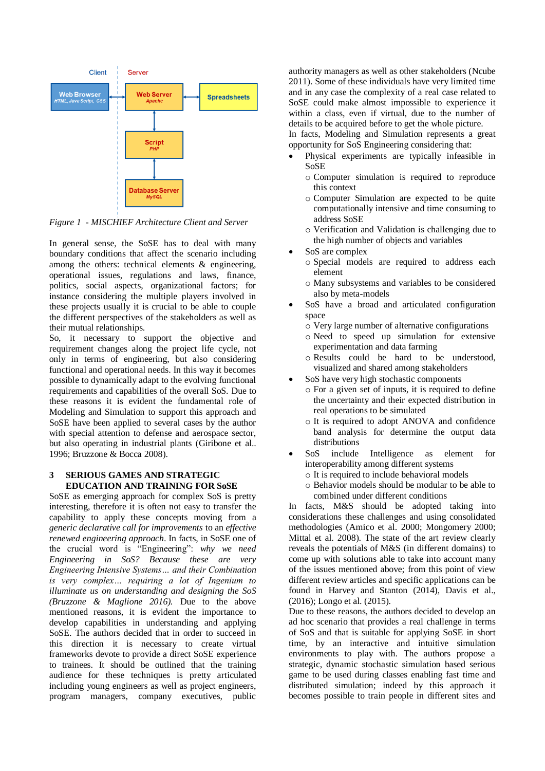Client | Server

Web Browser (HTML, Java Script, CSS) ↔ Web Server (Apache) ↔ Spreadsheets

Web Server (Apache) ↕ Script (PHP) ↕ Database Server (MySQL)

*Figure 1 - MISCHIEF Architecture Client and Server*

In general sense, the SoSE has to deal with many boundary conditions that affect the scenario including among the others: technical elements & engineering, operational issues, regulations and laws, finance, politics, social aspects, organizational factors; for instance considering the multiple players involved in these projects usually it is crucial to be able to couple the different perspectives of the stakeholders as well as their mutual relationships.

So, it necessary to support the objective and requirement changes along the project life cycle, not only in terms of engineering, but also considering functional and operational needs. In this way it becomes possible to dynamically adapt to the evolving functional requirements and capabilities of the overall SoS. Due to these reasons it is evident the fundamental role of Modeling and Simulation to support this approach and SoSE have been applied to several cases by the author with special attention to defense and aerospace sector, but also operating in industrial plants (Giribone et al.. 1996; Bruzzone & Bocca 2008).

## 3 SERIOUS GAMES AND STRATEGIC EDUCATION AND TRAINING FOR SoSE

SoSE as emerging approach for complex SoS is pretty interesting, therefore it is often not easy to transfer the capability to apply these concepts moving from a *generic declarative call for improvements* to an *effective renewed engineering approach*. In facts, in SoSE one of the crucial word is "Engineering": *why we need Engineering in SoS? Because these are very Engineering Intensive Systems… and their Combination is very complex… requiring a lot of Ingenium to illuminate us on understanding and designing the SoS (Bruzzone & Maglione 2016).* Due to the above mentioned reasons, it is evident the importance to develop capabilities in understanding and applying SoSE. The authors decided that in order to succeed in this direction it is necessary to create virtual frameworks devote to provide a direct SoSE experience to trainees. It should be outlined that the training audience for these techniques is pretty articulated including young engineers as well as project engineers, program managers, company executives, public authority managers as well as other stakeholders (Ncube 2011). Some of these individuals have very limited time and in any case the complexity of a real case related to SoSE could make almost impossible to experience it within a class, even if virtual, due to the number of details to be acquired before to get the whole picture.

In facts, Modeling and Simulation represents a great opportunity for SoS Engineering considering that:

- Physical experiments are typically infeasible in SoSE
  - Computer simulation is required to reproduce this context
  - Computer Simulation are expected to be quite computationally intensive and time consuming to address SoSE
  - Verification and Validation is challenging due to the high number of objects and variables
- SoS are complex
  - Special models are required to address each element
  - Many subsystems and variables to be considered also by meta-models
- SoS have a broad and articulated configuration space
  - Very large number of alternative configurations
  - Need to speed up simulation for extensive experimentation and data farming
  - Results could be hard to be understood, visualized and shared among stakeholders
- SoS have very high stochastic components
  - For a given set of inputs, it is required to define the uncertainty and their expected distribution in real operations to be simulated
  - It is required to adopt ANOVA and confidence band analysis for determine the output data distributions
- SoS include Intelligence as element for interoperability among different systems
  - It is required to include behavioral models
  - Behavior models should be modular to be able to combined under different conditions

In facts, M&S should be adopted taking into considerations these challenges and using consolidated methodologies (Amico et al. 2000; Mongomery 2000; Mittal et al. 2008). The state of the art review clearly reveals the potentials of M&S (in different domains) to come up with solutions able to take into account many of the issues mentioned above; from this point of view different review articles and specific applications can be found in Harvey and Stanton (2014), Davis et al., (2016); Longo et al. (2015).

Due to these reasons, the authors decided to develop an ad hoc scenario that provides a real challenge in terms of SoS and that is suitable for applying SoSE in short time, by an interactive and intuitive simulation environments to play with. The authors propose a strategic, dynamic stochastic simulation based serious game to be used during classes enabling fast time and distributed simulation; indeed by this approach it becomes possible to train people in different sites and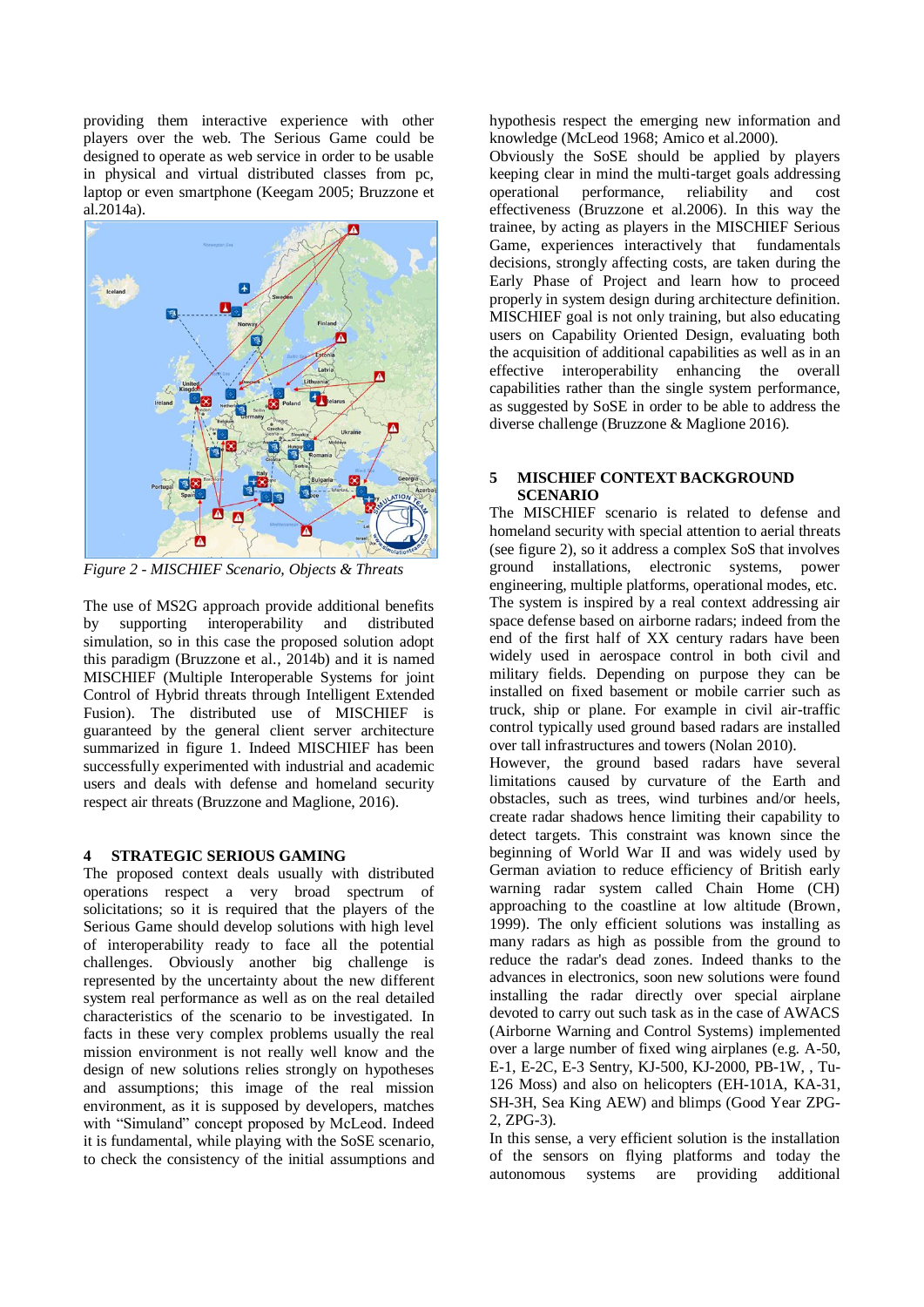providing them interactive experience with other players over the web. The Serious Game could be designed to operate as web service in order to be usable in physical and virtual distributed classes from pc, laptop or even smartphone (Keegam 2005; Bruzzone et al.2014a).

*Figure 2 - MISCHIEF Scenario, Objects & Threats*

The use of MS2G approach provide additional benefits by supporting interoperability and distributed simulation, so in this case the proposed solution adopt this paradigm (Bruzzone et al., 2014b) and it is named MISCHIEF (Multiple Interoperable Systems for joint Control of Hybrid threats through Intelligent Extended Fusion). The distributed use of MISCHIEF is guaranteed by the general client server architecture summarized in figure 1. Indeed MISCHIEF has been successfully experimented with industrial and academic users and deals with defense and homeland security respect air threats (Bruzzone and Maglione, 2016).

## 4 STRATEGIC SERIOUS GAMING

The proposed context deals usually with distributed operations respect a very broad spectrum of solicitations; so it is required that the players of the Serious Game should develop solutions with high level of interoperability ready to face all the potential challenges. Obviously another big challenge is represented by the uncertainty about the new different system real performance as well as on the real detailed characteristics of the scenario to be investigated. In facts in these very complex problems usually the real mission environment is not really well know and the design of new solutions relies strongly on hypotheses and assumptions; this image of the real mission environment, as it is supposed by developers, matches with "Simuland" concept proposed by McLeod. Indeed it is fundamental, while playing with the SoSE scenario, to check the consistency of the initial assumptions and hypothesis respect the emerging new information and knowledge (McLeod 1968; Amico et al.2000).

Obviously the SoSE should be applied by players keeping clear in mind the multi-target goals addressing operational performance, reliability and cost effectiveness (Bruzzone et al.2006). In this way the trainee, by acting as players in the MISCHIEF Serious Game, experiences interactively that fundamentals decisions, strongly affecting costs, are taken during the Early Phase of Project and learn how to proceed properly in system design during architecture definition. MISCHIEF goal is not only training, but also educating users on Capability Oriented Design, evaluating both the acquisition of additional capabilities as well as in an effective interoperability enhancing the overall capabilities rather than the single system performance, as suggested by SoSE in order to be able to address the diverse challenge (Bruzzone & Maglione 2016).

## 5 MISCHIEF CONTEXT BACKGROUND SCENARIO

The MISCHIEF scenario is related to defense and homeland security with special attention to aerial threats (see figure 2), so it address a complex SoS that involves ground installations, electronic systems, power engineering, multiple platforms, operational modes, etc. The system is inspired by a real context addressing air space defense based on airborne radars; indeed from the end of the first half of XX century radars have been widely used in aerospace control in both civil and military fields. Depending on purpose they can be installed on fixed basement or mobile carrier such as truck, ship or plane. For example in civil air-traffic control typically used ground based radars are installed over tall infrastructures and towers (Nolan 2010).

However, the ground based radars have several limitations caused by curvature of the Earth and obstacles, such as trees, wind turbines and/or heels, create radar shadows hence limiting their capability to detect targets. This constraint was known since the beginning of World War II and was widely used by German aviation to reduce efficiency of British early warning radar system called Chain Home (CH) approaching to the coastline at low altitude (Brown, 1999). The only efficient solutions was installing as many radars as high as possible from the ground to reduce the radar's dead zones. Indeed thanks to the advances in electronics, soon new solutions were found installing the radar directly over special airplane devoted to carry out such task as in the case of AWACS (Airborne Warning and Control Systems) implemented over a large number of fixed wing airplanes (e.g. A-50, E-1, E-2C, E-3 Sentry, KJ-500, KJ-2000, PB-1W, , Tu-126 Moss) and also on helicopters (EH-101A, KA-31, SH-3H, Sea King AEW) and blimps (Good Year ZPG-2, ZPG-3).

In this sense, a very efficient solution is the installation of the sensors on flying platforms and today the autonomous systems are providing additional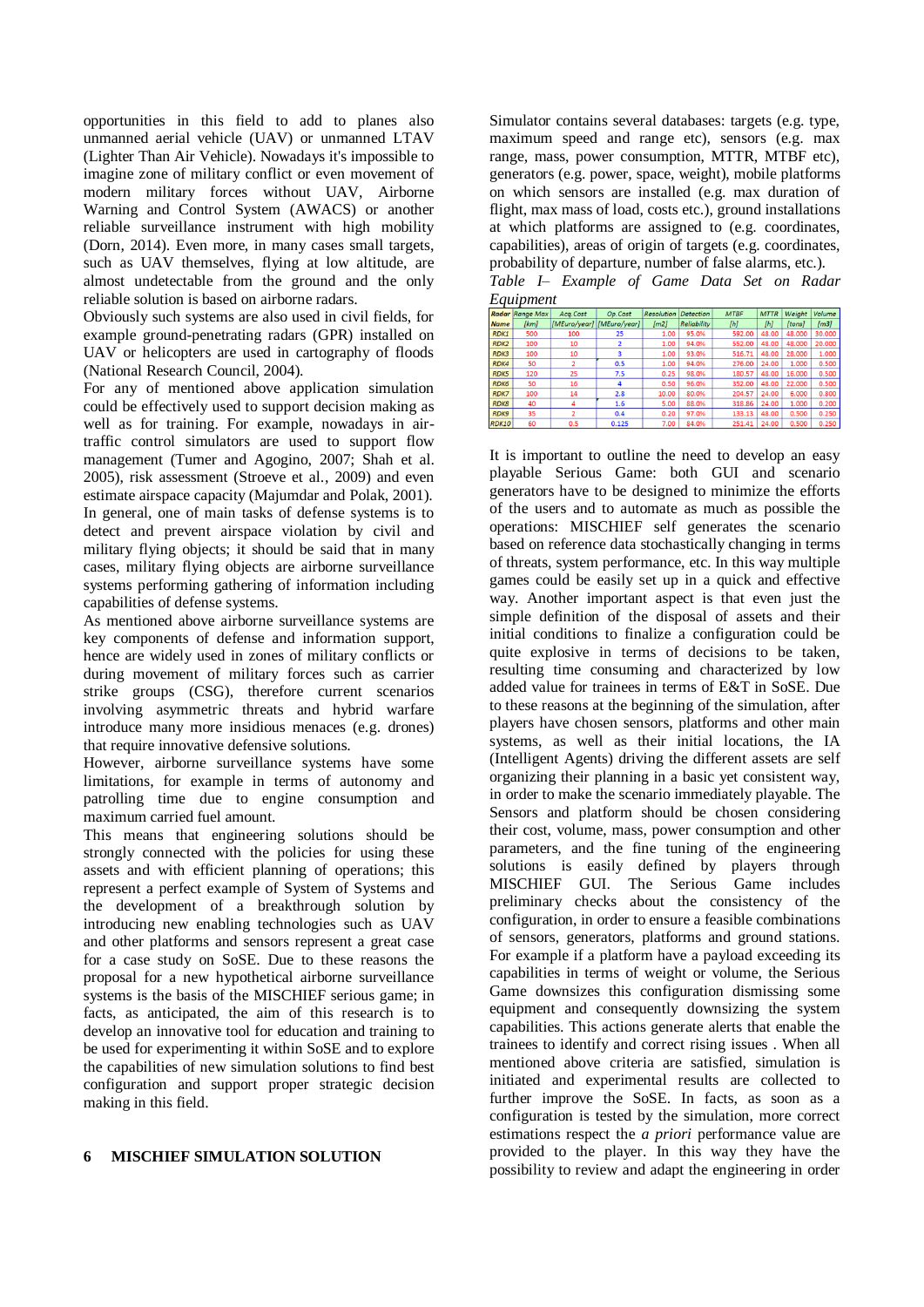opportunities in this field to add to planes also unmanned aerial vehicle (UAV) or unmanned LTAV (Lighter Than Air Vehicle). Nowadays it's impossible to imagine zone of military conflict or even movement of modern military forces without UAV, Airborne Warning and Control System (AWACS) or another reliable surveillance instrument with high mobility (Dorn, 2014). Even more, in many cases small targets, such as UAV themselves, flying at low altitude, are almost undetectable from the ground and the only reliable solution is based on airborne radars.

Obviously such systems are also used in civil fields, for example ground-penetrating radars (GPR) installed on UAV or helicopters are used in cartography of floods (National Research Council, 2004).

For any of mentioned above application simulation could be effectively used to support decision making as well as for training. For example, nowadays in air-traffic control simulators are used to support flow management (Tumer and Agogino, 2007; Shah et al. 2005), risk assessment (Stroeve et al., 2009) and even estimate airspace capacity (Majumdar and Polak, 2001). In general, one of main tasks of defense systems is to detect and prevent airspace violation by civil and military flying objects; it should be said that in many cases, military flying objects are airborne surveillance systems performing gathering of information including capabilities of defense systems.

As mentioned above airborne surveillance systems are key components of defense and information support, hence are widely used in zones of military conflicts or during movement of military forces such as carrier strike groups (CSG), therefore current scenarios involving asymmetric threats and hybrid warfare introduce many more insidious menaces (e.g. drones) that require innovative defensive solutions.

However, airborne surveillance systems have some limitations, for example in terms of autonomy and patrolling time due to engine consumption and maximum carried fuel amount.

This means that engineering solutions should be strongly connected with the policies for using these assets and with efficient planning of operations; this represent a perfect example of System of Systems and the development of a breakthrough solution by introducing new enabling technologies such as UAV and other platforms and sensors represent a great case for a case study on SoSE. Due to these reasons the proposal for a new hypothetical airborne surveillance systems is the basis of the MISCHIEF serious game; in facts, as anticipated, the aim of this research is to develop an innovative tool for education and training to be used for experimenting it within SoSE and to explore the capabilities of new simulation solutions to find best configuration and support proper strategic decision making in this field.

## 6 MISCHIEF SIMULATION SOLUTION

Simulator contains several databases: targets (e.g. type, maximum speed and range etc), sensors (e.g. max range, mass, power consumption, MTTR, MTBF etc), generators (e.g. power, space, weight), mobile platforms on which sensors are installed (e.g. max duration of flight, max mass of load, costs etc.), ground installations at which platforms are assigned to (e.g. coordinates, capabilities), areas of origin of targets (e.g. coordinates, probability of departure, number of false alarms, etc.).

*Table I– Example of Game Data Set on Radar Equipment*

| Radar Name | Range Max [km] | Acq.Cost [MEuro/year] | Op.Cost [MEuro/year] | Resolution [m2] | Detection Reliability | MTBF [h] | MTTR [h] | Weight [tons] | Volume [m3] |
|---|---|---|---|---|---|---|---|---|---|
| RDK1 | 500 | 100 | 25 | 1.00 | 95.0% | 592.00 | 48.00 | 48.000 | 30.000 |
| RDK2 | 100 | 10 | 2 | 1.00 | 94.0% | 552.00 | 48.00 | 48.000 | 20.000 |
| RDK3 | 100 | 10 | 3 | 1.00 | 93.0% | 516.71 | 48.00 | 28.000 | 1.000 |
| RDK4 | 50 | 2 | 0.5 | 1.00 | 94.0% | 276.00 | 24.00 | 1.000 | 0.500 |
| RDK5 | 120 | 25 | 7.5 | 0.25 | 98.0% | 180.57 | 48.00 | 16.000 | 0.500 |
| RDK6 | 50 | 16 | 4 | 0.50 | 96.0% | 352.00 | 48.00 | 22.000 | 0.500 |
| RDK7 | 100 | 14 | 2.8 | 10.00 | 80.0% | 204.57 | 24.00 | 6.000 | 0.800 |
| RDK8 | 40 | 4 | 1.6 | 5.00 | 88.0% | 318.86 | 24.00 | 1.000 | 0.200 |
| RDK9 | 35 | 2 | 0.4 | 0.20 | 97.0% | 133.13 | 48.00 | 0.500 | 0.250 |
| RDK10 | 60 | 0.5 | 0.125 | 7.00 | 84.0% | 251.41 | 24.00 | 0.500 | 0.250 |

It is important to outline the need to develop an easy playable Serious Game: both GUI and scenario generators have to be designed to minimize the efforts of the users and to automate as much as possible the operations: MISCHIEF self generates the scenario based on reference data stochastically changing in terms of threats, system performance, etc. In this way multiple games could be easily set up in a quick and effective way. Another important aspect is that even just the simple definition of the disposal of assets and their initial conditions to finalize a configuration could be quite explosive in terms of decisions to be taken, resulting time consuming and characterized by low added value for trainees in terms of E&T in SoSE. Due to these reasons at the beginning of the simulation, after players have chosen sensors, platforms and other main systems, as well as their initial locations, the IA (Intelligent Agents) driving the different assets are self organizing their planning in a basic yet consistent way, in order to make the scenario immediately playable. The Sensors and platform should be chosen considering their cost, volume, mass, power consumption and other parameters, and the fine tuning of the engineering solutions is easily defined by players through MISCHIEF GUI. The Serious Game includes preliminary checks about the consistency of the configuration, in order to ensure a feasible combinations of sensors, generators, platforms and ground stations. For example if a platform have a payload exceeding its capabilities in terms of weight or volume, the Serious Game downsizes this configuration dismissing some equipment and consequently downsizing the system capabilities. This actions generate alerts that enable the trainees to identify and correct rising issues . When all mentioned above criteria are satisfied, simulation is initiated and experimental results are collected to further improve the SoSE. In facts, as soon as a configuration is tested by the simulation, more correct estimations respect the *a priori* performance value are provided to the player. In this way they have the possibility to review and adapt the engineering in order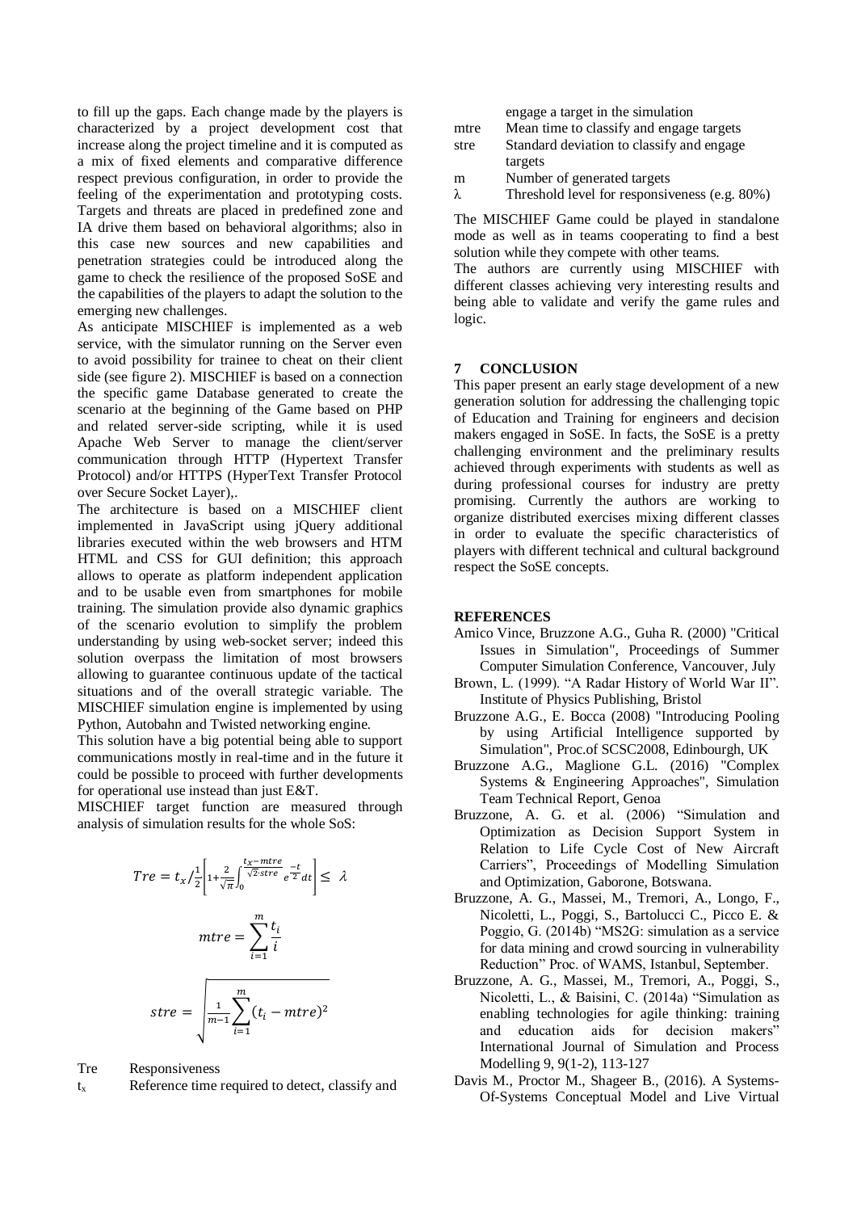to fill up the gaps. Each change made by the players is characterized by a project development cost that increase along the project timeline and it is computed as a mix of fixed elements and comparative difference respect previous configuration, in order to provide the feeling of the experimentation and prototyping costs. Targets and threats are placed in predefined zone and IA drive them based on behavioral algorithms; also in this case new sources and new capabilities and penetration strategies could be introduced along the game to check the resilience of the proposed SoSE and the capabilities of the players to adapt the solution to the emerging new challenges.

As anticipate MISCHIEF is implemented as a web service, with the simulator running on the Server even to avoid possibility for trainee to cheat on their client side (see figure 2). MISCHIEF is based on a connection the specific game Database generated to create the scenario at the beginning of the Game based on PHP and related server-side scripting, while it is used Apache Web Server to manage the client/server communication through HTTP (Hypertext Transfer Protocol) and/or HTTPS (HyperText Transfer Protocol over Secure Socket Layer),.

The architecture is based on a MISCHIEF client implemented in JavaScript using jQuery additional libraries executed within the web browsers and HTM HTML and CSS for GUI definition; this approach allows to operate as platform independent application and to be usable even from smartphones for mobile training. The simulation provide also dynamic graphics of the scenario evolution to simplify the problem understanding by using web-socket server; indeed this solution overpass the limitation of most browsers allowing to guarantee continuous update of the tactical situations and of the overall strategic variable. The MISCHIEF simulation engine is implemented by using Python, Autobahn and Twisted networking engine.

This solution have a big potential being able to support communications mostly in real-time and in the future it could be possible to proceed with further developments for operational use instead than just E&T.

MISCHIEF target function are measured through analysis of simulation results for the whole SoS:

$$Tre = t_x / \frac{1}{2}\left[1 + \frac{2}{\sqrt{\pi}}\int_0^{\frac{t_x - mtre}{\sqrt{2} \cdot stre}} e^{\frac{-t}{2}} dt\right] \leq \lambda$$

$$mtre = \sum_{i=1}^{m} \frac{t_i}{i}$$

$$stre = \sqrt{\frac{1}{m-1}\sum_{i=1}^{m}(t_i - mtre)^2}$$

- Tre — Responsiveness
- $t_x$ — Reference time required to detect, classify and engage a target in the simulation
- mtre — Mean time to classify and engage targets
- stre — Standard deviation to classify and engage targets
- m — Number of generated targets
- λ — Threshold level for responsiveness (e.g. 80%)

The MISCHIEF Game could be played in standalone mode as well as in teams cooperating to find a best solution while they compete with other teams.

The authors are currently using MISCHIEF with different classes achieving very interesting results and being able to validate and verify the game rules and logic.

## 7 CONCLUSION

This paper present an early stage development of a new generation solution for addressing the challenging topic of Education and Training for engineers and decision makers engaged in SoSE. In facts, the SoSE is a pretty challenging environment and the preliminary results achieved through experiments with students as well as during professional courses for industry are pretty promising. Currently the authors are working to organize distributed exercises mixing different classes in order to evaluate the specific characteristics of players with different technical and cultural background respect the SoSE concepts.

## REFERENCES

Amico Vince, Bruzzone A.G., Guha R. (2000) "Critical Issues in Simulation", Proceedings of Summer Computer Simulation Conference, Vancouver, July

Brown, L. (1999). "A Radar History of World War II". Institute of Physics Publishing, Bristol

Bruzzone A.G., E. Bocca (2008) "Introducing Pooling by using Artificial Intelligence supported by Simulation", Proc.of SCSC2008, Edinbourgh, UK

Bruzzone A.G., Maglione G.L. (2016) "Complex Systems & Engineering Approaches", Simulation Team Technical Report, Genoa

Bruzzone, A. G. et al. (2006) "Simulation and Optimization as Decision Support System in Relation to Life Cycle Cost of New Aircraft Carriers", Proceedings of Modelling Simulation and Optimization, Gaborone, Botswana.

Bruzzone, A. G., Massei, M., Tremori, A., Longo, F., Nicoletti, L., Poggi, S., Bartolucci C., Picco E. & Poggio, G. (2014b) "MS2G: simulation as a service for data mining and crowd sourcing in vulnerability Reduction" Proc. of WAMS, Istanbul, September.

Bruzzone, A. G., Massei, M., Tremori, A., Poggi, S., Nicoletti, L., & Baisini, C. (2014a) "Simulation as enabling technologies for agile thinking: training and education aids for decision makers" International Journal of Simulation and Process Modelling 9, 9(1-2), 113-127

Davis M., Proctor M., Shageer B., (2016). A Systems-Of-Systems Conceptual Model and Live Virtual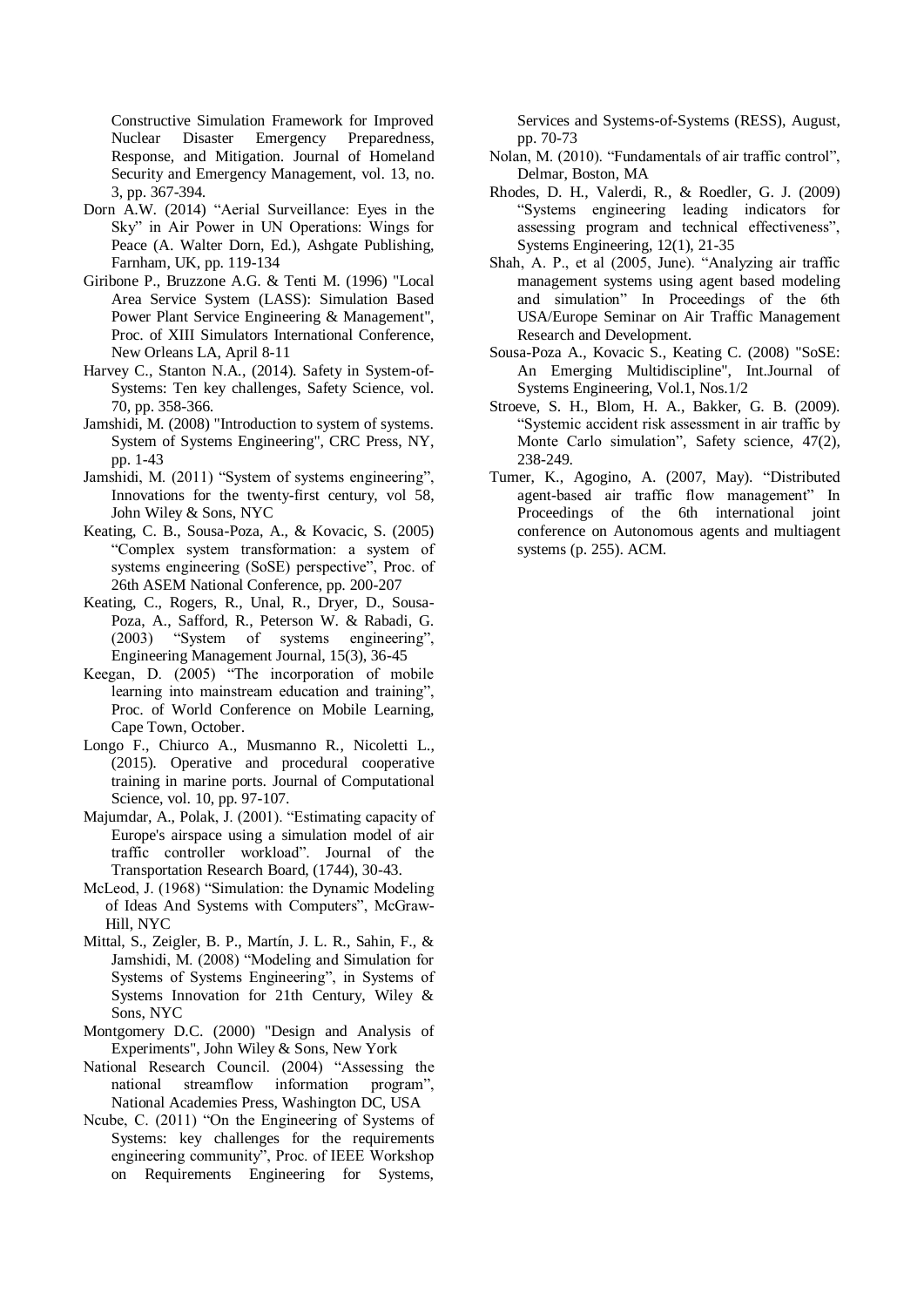Constructive Simulation Framework for Improved Nuclear Disaster Emergency Preparedness, Response, and Mitigation. Journal of Homeland Security and Emergency Management, vol. 13, no. 3, pp. 367-394.

Dorn A.W. (2014) "Aerial Surveillance: Eyes in the Sky" in Air Power in UN Operations: Wings for Peace (A. Walter Dorn, Ed.), Ashgate Publishing, Farnham, UK, pp. 119-134

Giribone P., Bruzzone A.G. & Tenti M. (1996) "Local Area Service System (LASS): Simulation Based Power Plant Service Engineering & Management", Proc. of XIII Simulators International Conference, New Orleans LA, April 8-11

Harvey C., Stanton N.A., (2014). Safety in System-of-Systems: Ten key challenges, Safety Science, vol. 70, pp. 358-366.

Jamshidi, M. (2008) "Introduction to system of systems. System of Systems Engineering", CRC Press, NY, pp. 1-43

Jamshidi, M. (2011) "System of systems engineering", Innovations for the twenty-first century, vol 58, John Wiley & Sons, NYC

Keating, C. B., Sousa-Poza, A., & Kovacic, S. (2005) "Complex system transformation: a system of systems engineering (SoSE) perspective", Proc. of 26th ASEM National Conference, pp. 200-207

Keating, C., Rogers, R., Unal, R., Dryer, D., Sousa-Poza, A., Safford, R., Peterson W. & Rabadi, G. (2003) "System of systems engineering", Engineering Management Journal, 15(3), 36-45

Keegan, D. (2005) "The incorporation of mobile learning into mainstream education and training", Proc. of World Conference on Mobile Learning, Cape Town, October.

Longo F., Chiurco A., Musmanno R., Nicoletti L., (2015). Operative and procedural cooperative training in marine ports. Journal of Computational Science, vol. 10, pp. 97-107.

Majumdar, A., Polak, J. (2001). "Estimating capacity of Europe's airspace using a simulation model of air traffic controller workload". Journal of the Transportation Research Board, (1744), 30-43.

McLeod, J. (1968) "Simulation: the Dynamic Modeling of Ideas And Systems with Computers", McGraw-Hill, NYC

Mittal, S., Zeigler, B. P., Martín, J. L. R., Sahin, F., & Jamshidi, M. (2008) "Modeling and Simulation for Systems of Systems Engineering", in Systems of Systems Innovation for 21th Century, Wiley & Sons, NYC

Montgomery D.C. (2000) "Design and Analysis of Experiments", John Wiley & Sons, New York

National Research Council. (2004) "Assessing the national streamflow information program", National Academies Press, Washington DC, USA

Ncube, C. (2011) "On the Engineering of Systems of Systems: key challenges for the requirements engineering community", Proc. of IEEE Workshop on Requirements Engineering for Systems, Services and Systems-of-Systems (RESS), August, pp. 70-73

Nolan, M. (2010). "Fundamentals of air traffic control", Delmar, Boston, MA

Rhodes, D. H., Valerdi, R., & Roedler, G. J. (2009) "Systems engineering leading indicators for assessing program and technical effectiveness", Systems Engineering, 12(1), 21-35

Shah, A. P., et al (2005, June). "Analyzing air traffic management systems using agent based modeling and simulation" In Proceedings of the 6th USA/Europe Seminar on Air Traffic Management Research and Development.

Sousa-Poza A., Kovacic S., Keating C. (2008) "SoSE: An Emerging Multidiscipline", Int.Journal of Systems Engineering, Vol.1, Nos.1/2

Stroeve, S. H., Blom, H. A., Bakker, G. B. (2009). "Systemic accident risk assessment in air traffic by Monte Carlo simulation", Safety science, 47(2), 238-249.

Tumer, K., Agogino, A. (2007, May). "Distributed agent-based air traffic flow management" In Proceedings of the 6th international joint conference on Autonomous agents and multiagent systems (p. 255). ACM.